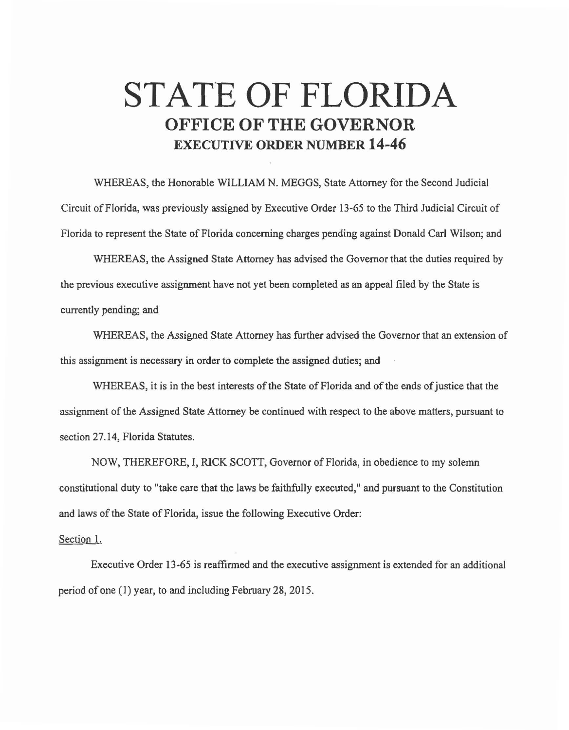# STATE OF FLORIDA

## OFFICE OF THE GOVERNOR

### EXECUTIVE ORDER NUMBER 14-46

WHEREAS, the Honorable WILLIAM N. MEGGS, State Attorney for the Second Judicial Circuit of Florida, was previously assigned by Executive Order 13-65 to the Third Judicial Circuit of Florida to represent the State of Florida concerning charges pending against Donald Carl Wilson; and

WHEREAS, the Assigned State Attorney has advised the Governor that the duties required by the previous executive assignment have not yet been completed as an appeal filed by the State is currently pending; and

WHEREAS, the Assigned State Attorney has further advised the Governor that an extension of this assignment is necessary in order to complete the assigned duties; and

WHEREAS, it is in the best interests of the State of Florida and of the ends of justice that the assignment of the Assigned State Attorney be continued with respect to the above matters, pursuant to section 27.14, Florida Statutes.

NOW, THEREFORE, I, RICK SCOTT, Governor of Florida, in obedience to my solemn constitutional duty to "take care that the laws be faithfully executed," and pursuant to the Constitution and laws of the State of Florida, issue the following Executive Order:

Section 1.

Executive Order 13-65 is reaffirmed and the executive assignment is extended for an additional period of one (1) year, to and including February 28, 2015.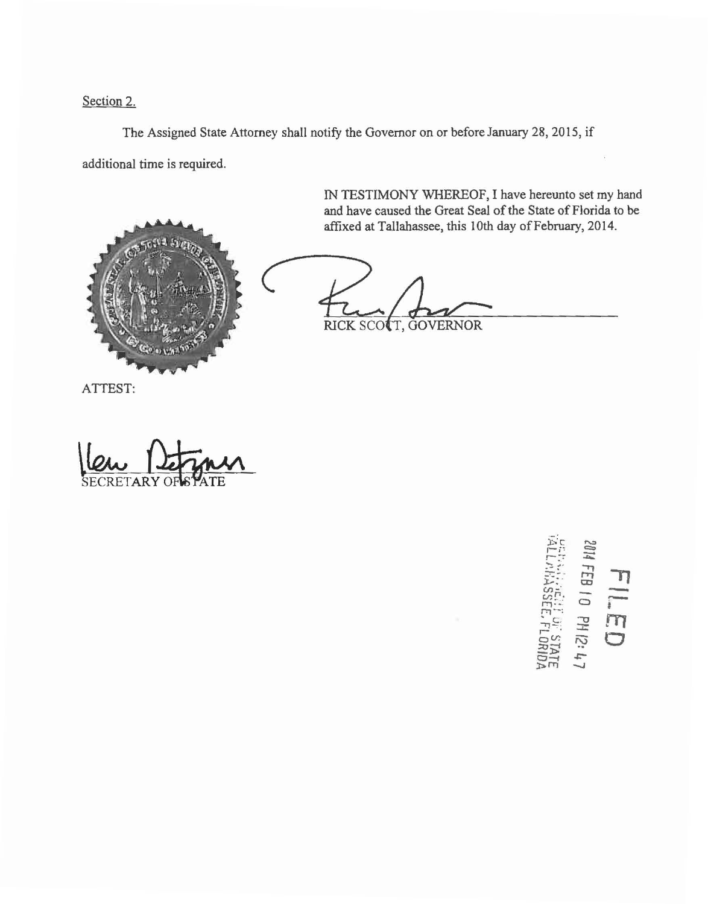Section 2.

The Assigned State Attorney shall notify the Governor on or before January 28, 2015, if additional time is required.

IN TESTIMONY WHEREOF, I have hereunto set my hand and have caused the Great Seal of the State of Florida to be affixed at Tallahassee, this 10th day of February, 2014.

RICK SCOTT, GOVERNOR

ATTEST:

SECRETARY OF STATE

FILED

2014 FEB 10 PM 12:47

DEPARTMENT OF STATE
TALLAHASSEE, FLORIDA